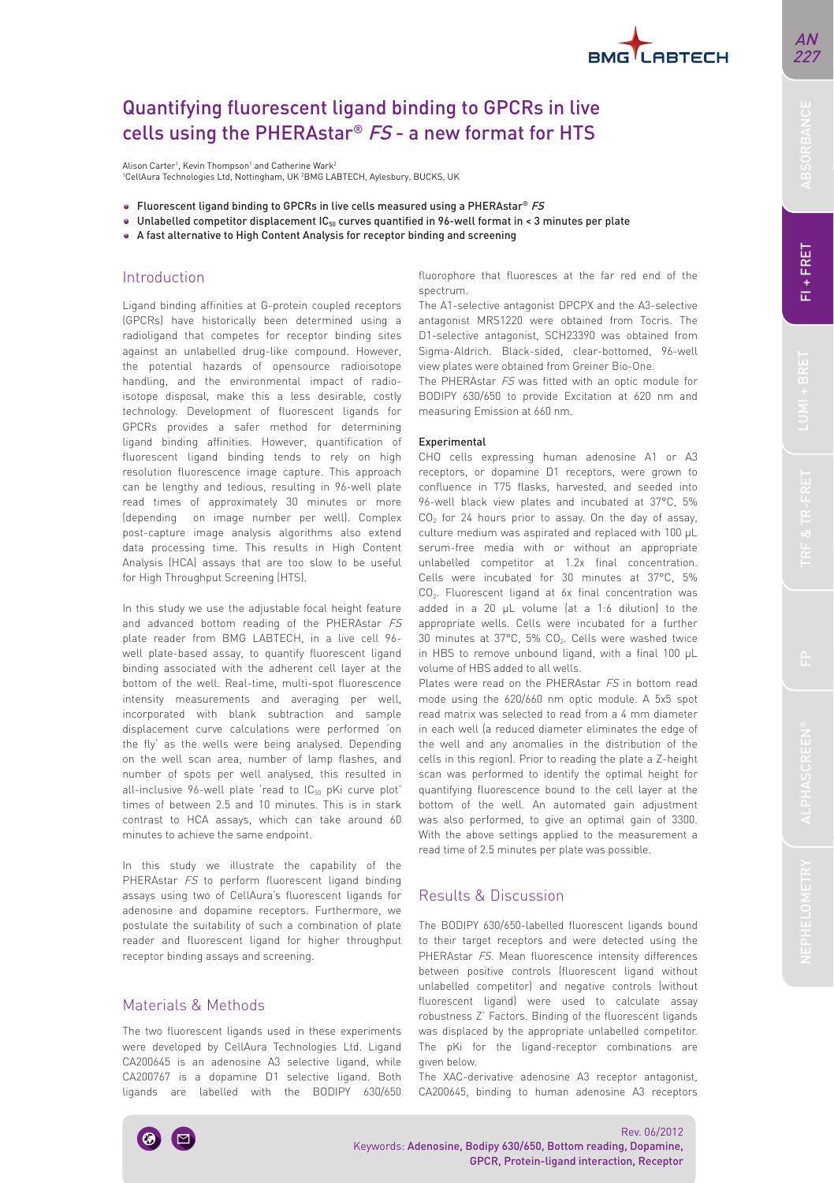# Quantifying fluorescent ligand binding to GPCRs in live cells using the PHERAstar® *FS* - a new format for HTS

Alison Carter[1], Kevin Thompson[1] and Catherine Wark[2]
[1]CellAura Technologies Ltd, Nottingham, UK [2]BMG LABTECH, Aylesbury, BUCKS, UK

- Fluorescent ligand binding to GPCRs in live cells measured using a PHERAstar® *FS*
- Unlabelled competitor displacement $IC_{50}$ curves quantified in 96-well format in < 3 minutes per plate
- A fast alternative to High Content Analysis for receptor binding and screening

## Introduction

Ligand binding affinities at G-protein coupled receptors (GPCRs) have historically been determined using a radioligand that competes for receptor binding sites against an unlabelled drug-like compound. However, the potential hazards of opensource radioisotope handling, and the environmental impact of radioisotope disposal, make this a less desirable, costly technology. Development of fluorescent ligands for GPCRs provides a safer method for determining ligand binding affinities. However, quantification of fluorescent ligand binding tends to rely on high resolution fluorescence image capture. This approach can be lengthy and tedious, resulting in 96-well plate read times of approximately 30 minutes or more (depending on image number per well). Complex post-capture image analysis algorithms also extend data processing time. This results in High Content Analysis (HCA) assays that are too slow to be useful for High Throughput Screening (HTS).

In this study we use the adjustable focal height feature and advanced bottom reading of the PHERAstar *FS* plate reader from BMG LABTECH, in a live cell 96-well plate-based assay, to quantify fluorescent ligand binding associated with the adherent cell layer at the bottom of the well. Real-time, multi-spot fluorescence intensity measurements and averaging per well, incorporated with blank subtraction and sample displacement curve calculations were performed 'on the fly' as the wells were being analysed. Depending on the well scan area, number of lamp flashes, and number of spots per well analysed, this resulted in all-inclusive 96-well plate 'read to $IC_{50}$ pKi curve plot' times of between 2.5 and 10 minutes. This is in stark contrast to HCA assays, which can take around 60 minutes to achieve the same endpoint.

In this study we illustrate the capability of the PHERAstar *FS* to perform fluorescent ligand binding assays using two of CellAura's fluorescent ligands for adenosine and dopamine receptors. Furthermore, we postulate the suitability of such a combination of plate reader and fluorescent ligand for higher throughput receptor binding assays and screening.

## Materials & Methods

The two fluorescent ligands used in these experiments were developed by CellAura Technologies Ltd. Ligand CA200645 is an adenosine A3 selective ligand, while CA200767 is a dopamine D1 selective ligand. Both ligands are labelled with the BODIPY 630/650 fluorophore that fluoresces at the far red end of the spectrum.

The A1-selective antagonist DPCPX and the A3-selective antagonist MRS1220 were obtained from Tocris. The D1-selective antagonist, SCH23390 was obtained from Sigma-Aldrich. Black-sided, clear-bottomed, 96-well view plates were obtained from Greiner Bio-One.

The PHERAstar *FS* was fitted with an optic module for BODIPY 630/650 to provide Excitation at 620 nm and measuring Emission at 660 nm.

### Experimental

CHO cells expressing human adenosine A1 or A3 receptors, or dopamine D1 receptors, were grown to confluence in T75 flasks, harvested, and seeded into 96-well black view plates and incubated at 37°C, 5% $CO_2$ for 24 hours prior to assay. On the day of assay, culture medium was aspirated and replaced with 100 µL serum-free media with or without an appropriate unlabelled competitor at 1.2x final concentration. Cells were incubated for 30 minutes at 37°C, 5% $CO_2$. Fluorescent ligand at 6x final concentration was added in a 20 µL volume (at a 1:6 dilution) to the appropriate wells. Cells were incubated for a further 30 minutes at 37°C, 5% $CO_2$. Cells were washed twice in HBS to remove unbound ligand, with a final 100 µL volume of HBS added to all wells.

Plates were read on the PHERAstar *FS* in bottom read mode using the 620/660 nm optic module. A 5x5 spot read matrix was selected to read from a 4 mm diameter in each well (a reduced diameter eliminates the edge of the well and any anomalies in the distribution of the cells in this region). Prior to reading the plate a Z-height scan was performed to identify the optimal height for quantifying fluorescence bound to the cell layer at the bottom of the well. An automated gain adjustment was also performed, to give an optimal gain of 3300. With the above settings applied to the measurement a read time of 2.5 minutes per plate was possible.

## Results & Discussion

The BODIPY 630/650-labelled fluorescent ligands bound to their target receptors and were detected using the PHERAstar *FS*. Mean fluorescence intensity differences between positive controls (fluorescent ligand without unlabelled competitor) and negative controls (without fluorescent ligand) were used to calculate assay robustness Z' Factors. Binding of the fluorescent ligands was displaced by the appropriate unlabelled competitor. The pKi for the ligand-receptor combinations are given below.

The XAC-derivative adenosine A3 receptor antagonist, CA200645, binding to human adenosine A3 receptors

Rev. 06/2012

Keywords: Adenosine, Bodipy 630/650, Bottom reading, Dopamine, GPCR, Protein-ligand interaction, Receptor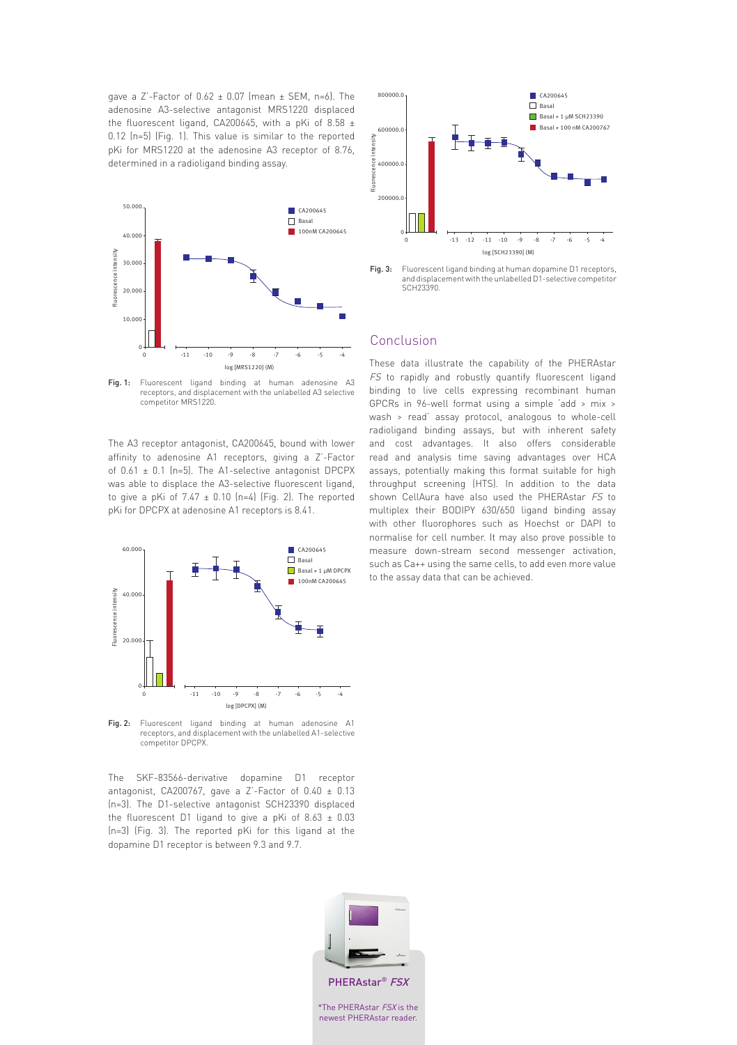gave a Z'-Factor of 0.62 ± 0.07 (mean ± SEM, n=6). The adenosine A3-selective antagonist MRS1220 displaced the fluorescent ligand, CA200645, with a pKi of 8.58 ± 0.12 (n=5) (Fig. 1). This value is similar to the reported pKi for MRS1220 at the adenosine A3 receptor of 8.76, determined in a radioligand binding assay.

50.000
40.000
30.000
20.000
10.000
0
Fluorescence intensity
0 -11 -10 -9 -8 -7 -6 -5 -4
log [MRS1220] (M)
CA200645
Basal
100nM CA200645

**Fig. 1:** Fluorescent ligand binding at human adenosine A3 receptors, and displacement with the unlabelled A3 selective competitor MRS1220.

The A3 receptor antagonist, CA200645, bound with lower affinity to adenosine A1 receptors, giving a Z'-Factor of 0.61 ± 0.1 (n=5). The A1-selective antagonist DPCPX was able to displace the A3-selective fluorescent ligand, to give a pKi of 7.47 ± 0.10 (n=4) (Fig. 2). The reported pKi for DPCPX at adenosine A1 receptors is 8.41.

60.000
40.000
20.000
0
Fluorescence intensity
0 -11 -10 -9 -8 -7 -6 -5 -4
log [DPCPX] (M)
CA200645
Basal
Basal + 1 µM DPCPX
100nM CA200645

**Fig. 2:** Fluorescent ligand binding at human adenosine A1 receptors, and displacement with the unlabelled A1-selective competitor DPCPX.

The SKF-83566-derivative dopamine D1 receptor antagonist, CA200767, gave a Z'-Factor of 0.40 ± 0.13 (n=3). The D1-selective antagonist SCH23390 displaced the fluorescent D1 ligand to give a pKi of 8.63 ± 0.03 (n=3) (Fig. 3). The reported pKi for this ligand at the dopamine D1 receptor is between 9.3 and 9.7.

800000.0
600000.0
400000.0
200000.0
0
Fluorescence intensity
0 -13 -12 -11 -10 -9 -8 -7 -6 -5 -4
log [SCH23390] (M)
CA200645
Basal
Basal + 1 µM SCH23390
Basal + 100 nM CA200767

**Fig. 3:** Fluorescent ligand binding at human dopamine D1 receptors, and displacement with the unlabelled D1-selective competitor SCH23390.

## Conclusion

These data illustrate the capability of the PHERAstar *FS* to rapidly and robustly quantify fluorescent ligand binding to live cells expressing recombinant human GPCRs in 96-well format using a simple 'add > mix > wash > read' assay protocol, analogous to whole-cell radioligand binding assays, but with inherent safety and cost advantages. It also offers considerable read and analysis time saving advantages over HCA assays, potentially making this format suitable for high throughput screening (HTS). In addition to the data shown CellAura have also used the PHERAstar *FS* to multiplex their BODIPY 630/650 ligand binding assay with other fluorophores such as Hoechst or DAPI to normalise for cell number. It may also prove possible to measure down-stream second messenger activation, such as Ca++ using the same cells, to add even more value to the assay data that can be achieved.

PHERAstar® *FSX*

*The PHERAstar *FSX* is the newest PHERAstar reader.